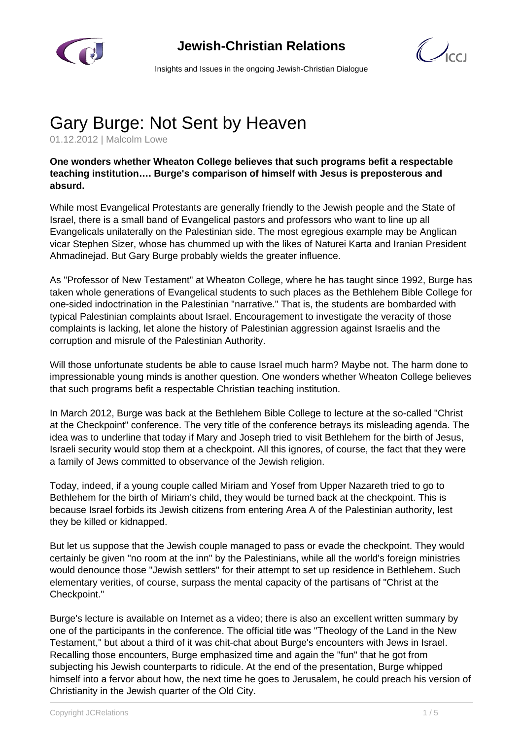# Gary Burge: Not Sent by Heaven

01.12.2012 | Malcolm Lowe

**One wonders whether Wheaton College believes that such programs befit a respectable teaching institution…. Burge's comparison of himself with Jesus is preposterous and absurd.**

While most Evangelical Protestants are generally friendly to the Jewish people and the State of Israel, there is a small band of Evangelical pastors and professors who want to line up all Evangelicals unilaterally on the Palestinian side. The most egregious example may be Anglican vicar Stephen Sizer, whose has chummed up with the likes of Naturei Karta and Iranian President Ahmadinejad. But Gary Burge probably wields the greater influence.

As "Professor of New Testament" at Wheaton College, where he has taught since 1992, Burge has taken whole generations of Evangelical students to such places as the Bethlehem Bible College for one-sided indoctrination in the Palestinian "narrative." That is, the students are bombarded with typical Palestinian complaints about Israel. Encouragement to investigate the veracity of those complaints is lacking, let alone the history of Palestinian aggression against Israelis and the corruption and misrule of the Palestinian Authority.

Will those unfortunate students be able to cause Israel much harm? Maybe not. The harm done to impressionable young minds is another question. One wonders whether Wheaton College believes that such programs befit a respectable Christian teaching institution.

In March 2012, Burge was back at the Bethlehem Bible College to lecture at the so-called "Christ at the Checkpoint" conference. The very title of the conference betrays its misleading agenda. The idea was to underline that today if Mary and Joseph tried to visit Bethlehem for the birth of Jesus, Israeli security would stop them at a checkpoint. All this ignores, of course, the fact that they were a family of Jews committed to observance of the Jewish religion.

Today, indeed, if a young couple called Miriam and Yosef from Upper Nazareth tried to go to Bethlehem for the birth of Miriam's child, they would be turned back at the checkpoint. This is because Israel forbids its Jewish citizens from entering Area A of the Palestinian authority, lest they be killed or kidnapped.

But let us suppose that the Jewish couple managed to pass or evade the checkpoint. They would certainly be given "no room at the inn" by the Palestinians, while all the world's foreign ministries would denounce those "Jewish settlers" for their attempt to set up residence in Bethlehem. Such elementary verities, of course, surpass the mental capacity of the partisans of "Christ at the Checkpoint."

Burge's lecture is available on Internet as a video; there is also an excellent written summary by one of the participants in the conference. The official title was "Theology of the Land in the New Testament," but about a third of it was chit-chat about Burge's encounters with Jews in Israel. Recalling those encounters, Burge emphasized time and again the "fun" that he got from subjecting his Jewish counterparts to ridicule. At the end of the presentation, Burge whipped himself into a fervor about how, the next time he goes to Jerusalem, he could preach his version of Christianity in the Jewish quarter of the Old City.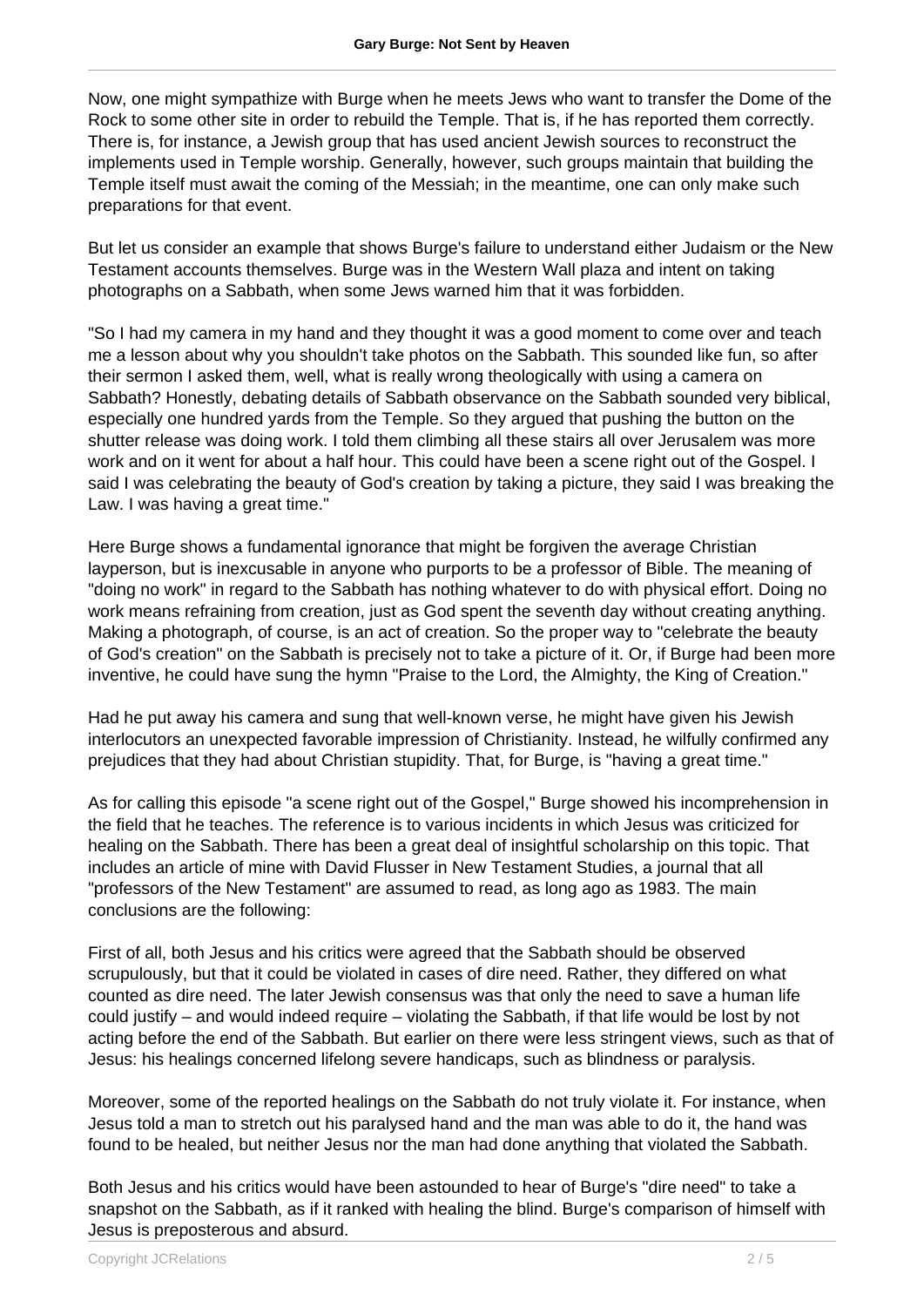Now, one might sympathize with Burge when he meets Jews who want to transfer the Dome of the Rock to some other site in order to rebuild the Temple. That is, if he has reported them correctly. There is, for instance, a Jewish group that has used ancient Jewish sources to reconstruct the implements used in Temple worship. Generally, however, such groups maintain that building the Temple itself must await the coming of the Messiah; in the meantime, one can only make such preparations for that event.

But let us consider an example that shows Burge's failure to understand either Judaism or the New Testament accounts themselves. Burge was in the Western Wall plaza and intent on taking photographs on a Sabbath, when some Jews warned him that it was forbidden.

"So I had my camera in my hand and they thought it was a good moment to come over and teach me a lesson about why you shouldn't take photos on the Sabbath. This sounded like fun, so after their sermon I asked them, well, what is really wrong theologically with using a camera on Sabbath? Honestly, debating details of Sabbath observance on the Sabbath sounded very biblical, especially one hundred yards from the Temple. So they argued that pushing the button on the shutter release was doing work. I told them climbing all these stairs all over Jerusalem was more work and on it went for about a half hour. This could have been a scene right out of the Gospel. I said I was celebrating the beauty of God's creation by taking a picture, they said I was breaking the Law. I was having a great time."

Here Burge shows a fundamental ignorance that might be forgiven the average Christian layperson, but is inexcusable in anyone who purports to be a professor of Bible. The meaning of "doing no work" in regard to the Sabbath has nothing whatever to do with physical effort. Doing no work means refraining from creation, just as God spent the seventh day without creating anything. Making a photograph, of course, is an act of creation. So the proper way to "celebrate the beauty of God's creation" on the Sabbath is precisely not to take a picture of it. Or, if Burge had been more inventive, he could have sung the hymn "Praise to the Lord, the Almighty, the King of Creation."

Had he put away his camera and sung that well-known verse, he might have given his Jewish interlocutors an unexpected favorable impression of Christianity. Instead, he wilfully confirmed any prejudices that they had about Christian stupidity. That, for Burge, is "having a great time."

As for calling this episode "a scene right out of the Gospel," Burge showed his incomprehension in the field that he teaches. The reference is to various incidents in which Jesus was criticized for healing on the Sabbath. There has been a great deal of insightful scholarship on this topic. That includes an article of mine with David Flusser in New Testament Studies, a journal that all "professors of the New Testament" are assumed to read, as long ago as 1983. The main conclusions are the following:

First of all, both Jesus and his critics were agreed that the Sabbath should be observed scrupulously, but that it could be violated in cases of dire need. Rather, they differed on what counted as dire need. The later Jewish consensus was that only the need to save a human life could justify – and would indeed require – violating the Sabbath, if that life would be lost by not acting before the end of the Sabbath. But earlier on there were less stringent views, such as that of Jesus: his healings concerned lifelong severe handicaps, such as blindness or paralysis.

Moreover, some of the reported healings on the Sabbath do not truly violate it. For instance, when Jesus told a man to stretch out his paralysed hand and the man was able to do it, the hand was found to be healed, but neither Jesus nor the man had done anything that violated the Sabbath.

Both Jesus and his critics would have been astounded to hear of Burge's "dire need" to take a snapshot on the Sabbath, as if it ranked with healing the blind. Burge's comparison of himself with Jesus is preposterous and absurd.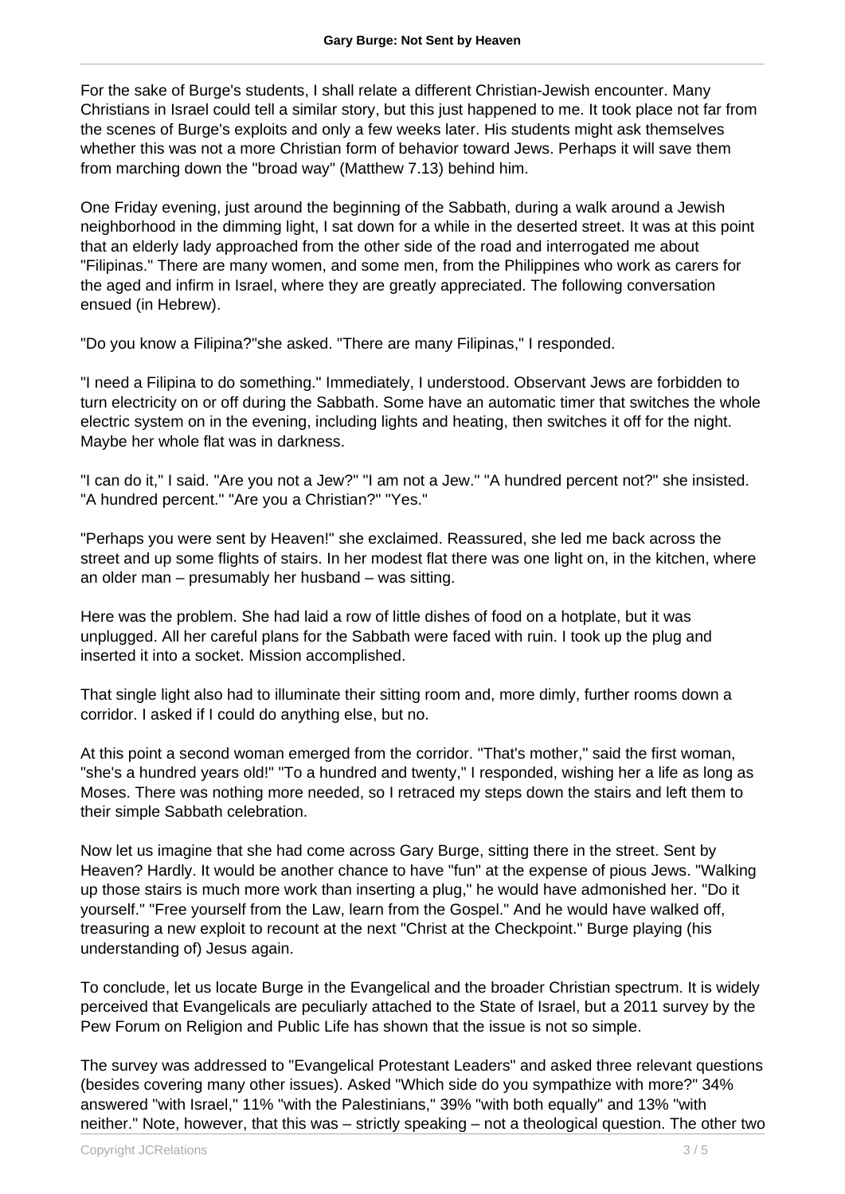For the sake of Burge's students, I shall relate a different Christian-Jewish encounter. Many Christians in Israel could tell a similar story, but this just happened to me. It took place not far from the scenes of Burge's exploits and only a few weeks later. His students might ask themselves whether this was not a more Christian form of behavior toward Jews. Perhaps it will save them from marching down the "broad way" (Matthew 7.13) behind him.

One Friday evening, just around the beginning of the Sabbath, during a walk around a Jewish neighborhood in the dimming light, I sat down for a while in the deserted street. It was at this point that an elderly lady approached from the other side of the road and interrogated me about "Filipinas." There are many women, and some men, from the Philippines who work as carers for the aged and infirm in Israel, where they are greatly appreciated. The following conversation ensued (in Hebrew).

"Do you know a Filipina?"she asked. "There are many Filipinas," I responded.

"I need a Filipina to do something." Immediately, I understood. Observant Jews are forbidden to turn electricity on or off during the Sabbath. Some have an automatic timer that switches the whole electric system on in the evening, including lights and heating, then switches it off for the night. Maybe her whole flat was in darkness.

"I can do it," I said. "Are you not a Jew?" "I am not a Jew." "A hundred percent not?" she insisted. "A hundred percent." "Are you a Christian?" "Yes."

"Perhaps you were sent by Heaven!" she exclaimed. Reassured, she led me back across the street and up some flights of stairs. In her modest flat there was one light on, in the kitchen, where an older man – presumably her husband – was sitting.

Here was the problem. She had laid a row of little dishes of food on a hotplate, but it was unplugged. All her careful plans for the Sabbath were faced with ruin. I took up the plug and inserted it into a socket. Mission accomplished.

That single light also had to illuminate their sitting room and, more dimly, further rooms down a corridor. I asked if I could do anything else, but no.

At this point a second woman emerged from the corridor. "That's mother," said the first woman, "she's a hundred years old!" "To a hundred and twenty," I responded, wishing her a life as long as Moses. There was nothing more needed, so I retraced my steps down the stairs and left them to their simple Sabbath celebration.

Now let us imagine that she had come across Gary Burge, sitting there in the street. Sent by Heaven? Hardly. It would be another chance to have "fun" at the expense of pious Jews. "Walking up those stairs is much more work than inserting a plug," he would have admonished her. "Do it yourself." "Free yourself from the Law, learn from the Gospel." And he would have walked off, treasuring a new exploit to recount at the next "Christ at the Checkpoint." Burge playing (his understanding of) Jesus again.

To conclude, let us locate Burge in the Evangelical and the broader Christian spectrum. It is widely perceived that Evangelicals are peculiarly attached to the State of Israel, but a 2011 survey by the Pew Forum on Religion and Public Life has shown that the issue is not so simple.

The survey was addressed to "Evangelical Protestant Leaders" and asked three relevant questions (besides covering many other issues). Asked "Which side do you sympathize with more?" 34% answered "with Israel," 11% "with the Palestinians," 39% "with both equally" and 13% "with neither." Note, however, that this was – strictly speaking – not a theological question. The other two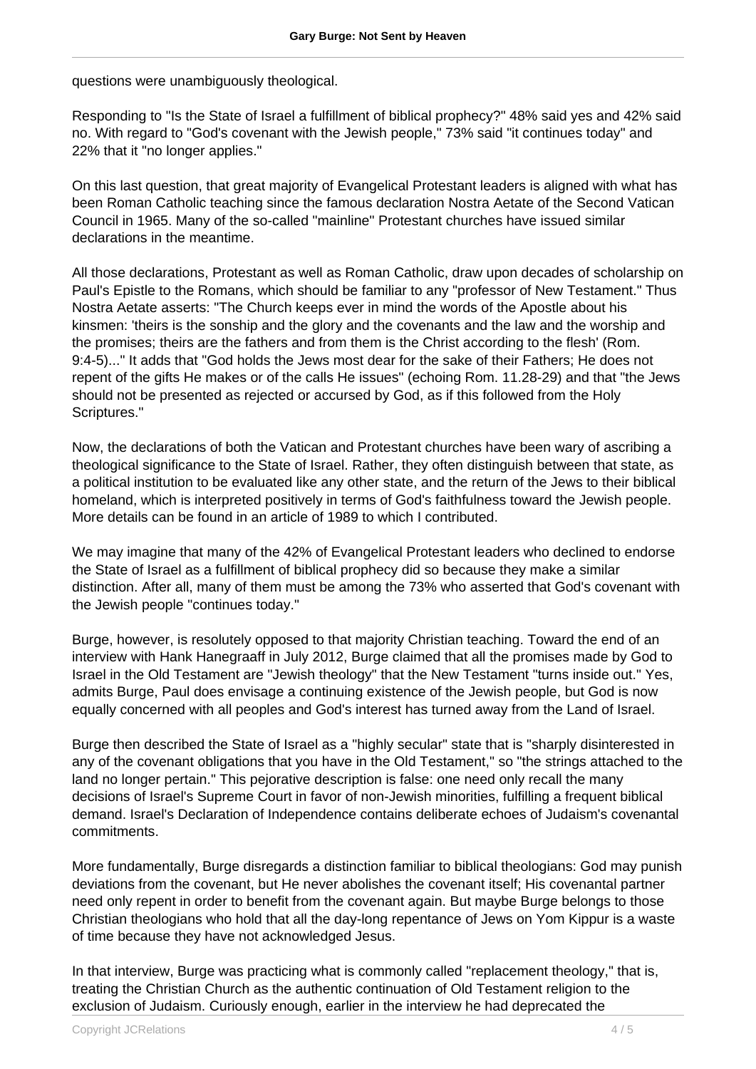questions were unambiguously theological.

Responding to "Is the State of Israel a fulfillment of biblical prophecy?" 48% said yes and 42% said no. With regard to "God's covenant with the Jewish people," 73% said "it continues today" and 22% that it "no longer applies."

On this last question, that great majority of Evangelical Protestant leaders is aligned with what has been Roman Catholic teaching since the famous declaration Nostra Aetate of the Second Vatican Council in 1965. Many of the so-called "mainline" Protestant churches have issued similar declarations in the meantime.

All those declarations, Protestant as well as Roman Catholic, draw upon decades of scholarship on Paul's Epistle to the Romans, which should be familiar to any "professor of New Testament." Thus Nostra Aetate asserts: "The Church keeps ever in mind the words of the Apostle about his kinsmen: 'theirs is the sonship and the glory and the covenants and the law and the worship and the promises; theirs are the fathers and from them is the Christ according to the flesh' (Rom. 9:4-5)..." It adds that "God holds the Jews most dear for the sake of their Fathers; He does not repent of the gifts He makes or of the calls He issues" (echoing Rom. 11.28-29) and that "the Jews should not be presented as rejected or accursed by God, as if this followed from the Holy Scriptures."

Now, the declarations of both the Vatican and Protestant churches have been wary of ascribing a theological significance to the State of Israel. Rather, they often distinguish between that state, as a political institution to be evaluated like any other state, and the return of the Jews to their biblical homeland, which is interpreted positively in terms of God's faithfulness toward the Jewish people. More details can be found in an article of 1989 to which I contributed.

We may imagine that many of the 42% of Evangelical Protestant leaders who declined to endorse the State of Israel as a fulfillment of biblical prophecy did so because they make a similar distinction. After all, many of them must be among the 73% who asserted that God's covenant with the Jewish people "continues today."

Burge, however, is resolutely opposed to that majority Christian teaching. Toward the end of an interview with Hank Hanegraaff in July 2012, Burge claimed that all the promises made by God to Israel in the Old Testament are "Jewish theology" that the New Testament "turns inside out." Yes, admits Burge, Paul does envisage a continuing existence of the Jewish people, but God is now equally concerned with all peoples and God's interest has turned away from the Land of Israel.

Burge then described the State of Israel as a "highly secular" state that is "sharply disinterested in any of the covenant obligations that you have in the Old Testament," so "the strings attached to the land no longer pertain." This pejorative description is false: one need only recall the many decisions of Israel's Supreme Court in favor of non-Jewish minorities, fulfilling a frequent biblical demand. Israel's Declaration of Independence contains deliberate echoes of Judaism's covenantal commitments.

More fundamentally, Burge disregards a distinction familiar to biblical theologians: God may punish deviations from the covenant, but He never abolishes the covenant itself; His covenantal partner need only repent in order to benefit from the covenant again. But maybe Burge belongs to those Christian theologians who hold that all the day-long repentance of Jews on Yom Kippur is a waste of time because they have not acknowledged Jesus.

In that interview, Burge was practicing what is commonly called "replacement theology," that is, treating the Christian Church as the authentic continuation of Old Testament religion to the exclusion of Judaism. Curiously enough, earlier in the interview he had deprecated the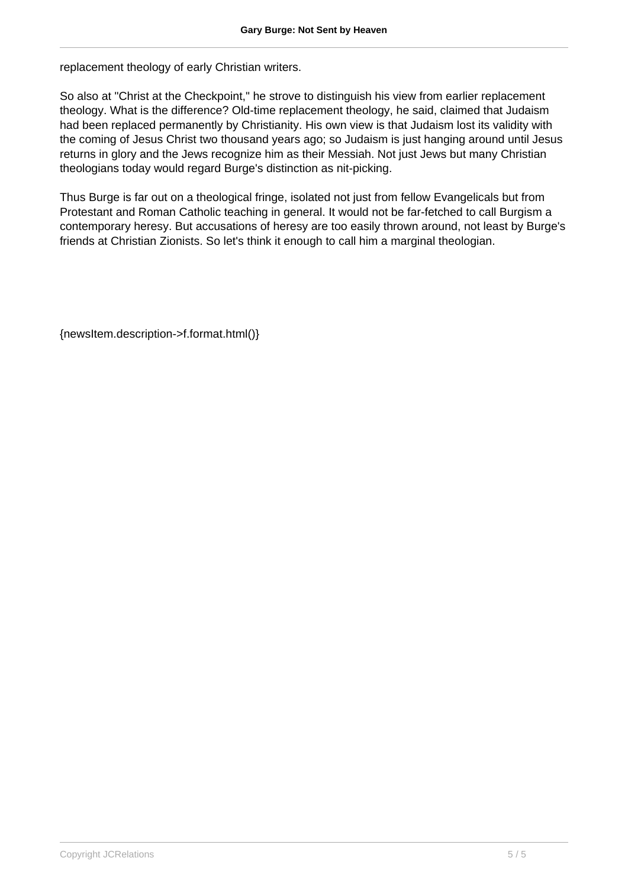replacement theology of early Christian writers.

So also at "Christ at the Checkpoint," he strove to distinguish his view from earlier replacement theology. What is the difference? Old-time replacement theology, he said, claimed that Judaism had been replaced permanently by Christianity. His own view is that Judaism lost its validity with the coming of Jesus Christ two thousand years ago; so Judaism is just hanging around until Jesus returns in glory and the Jews recognize him as their Messiah. Not just Jews but many Christian theologians today would regard Burge's distinction as nit-picking.

Thus Burge is far out on a theological fringe, isolated not just from fellow Evangelicals but from Protestant and Roman Catholic teaching in general. It would not be far-fetched to call Burgism a contemporary heresy. But accusations of heresy are too easily thrown around, not least by Burge's friends at Christian Zionists. So let's think it enough to call him a marginal theologian.

{newsItem.description->f.format.html()}